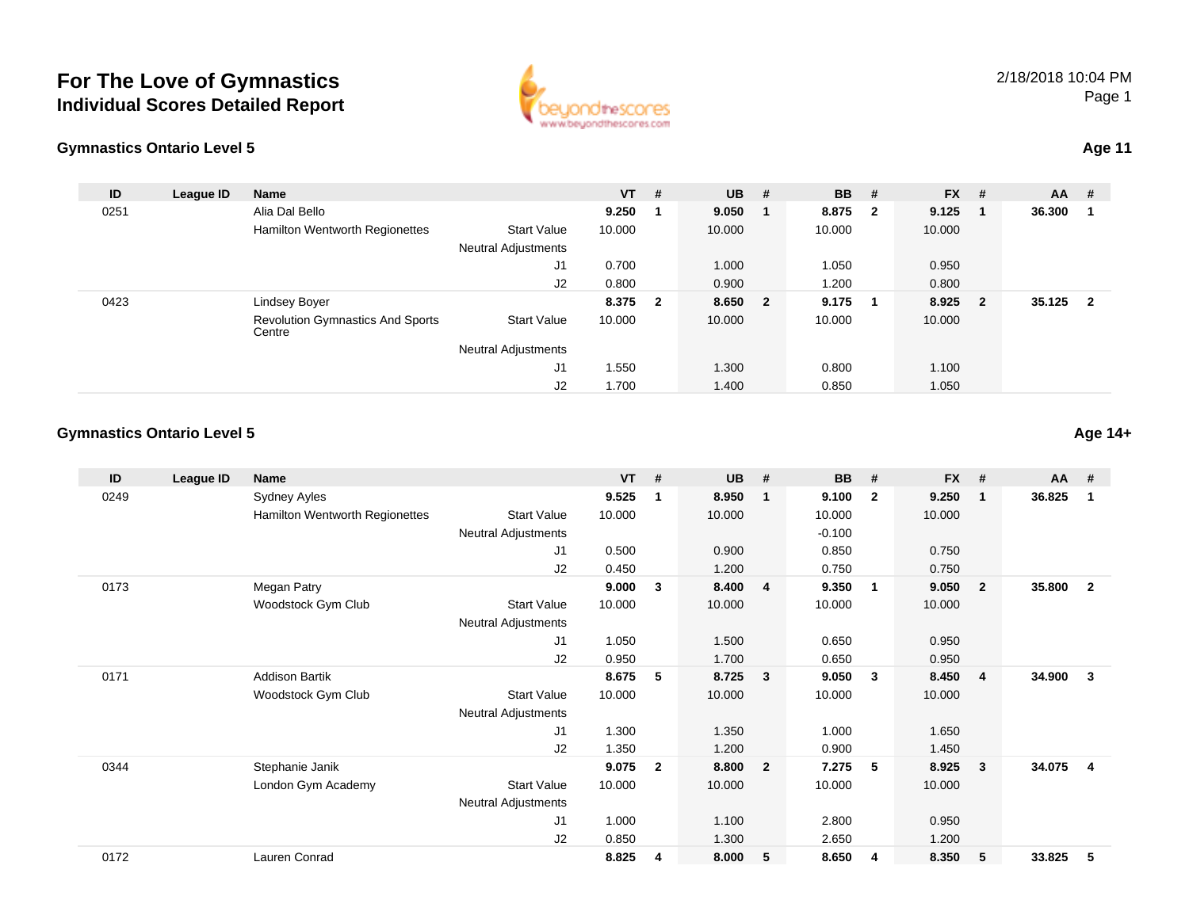# For The Love of Gymnastics
## Individual Scores Detailed Report

2/18/2018 10:04 PM

### Gymnastics Ontario Level 5 — Age 11

| ID | League ID | Name | | VT | # | UB | # | BB | # | FX | # | AA | # |
|---|---|---|---|---|---|---|---|---|---|---|---|---|---|
| 0251 | | Alia Dal Bello | | **9.250** | **1** | **9.050** | **1** | **8.875** | **2** | **9.125** | **1** | **36.300** | **1** |
| | | Hamilton Wentworth Regionettes | Start Value | 10.000 | | 10.000 | | 10.000 | | 10.000 | | | |
| | | | Neutral Adjustments | | | | | | | | | | |
| | | | J1 | 0.700 | | 1.000 | | 1.050 | | 0.950 | | | |
| | | | J2 | 0.800 | | 0.900 | | 1.200 | | 0.800 | | | |
| 0423 | | Lindsey Boyer | | **8.375** | **2** | **8.650** | **2** | **9.175** | **1** | **8.925** | **2** | **35.125** | **2** |
| | | Revolution Gymnastics And Sports Centre | Start Value | 10.000 | | 10.000 | | 10.000 | | 10.000 | | | |
| | | | Neutral Adjustments | | | | | | | | | | |
| | | | J1 | 1.550 | | 1.300 | | 0.800 | | 1.100 | | | |
| | | | J2 | 1.700 | | 1.400 | | 0.850 | | 1.050 | | | |

### Gymnastics Ontario Level 5 — Age 14+

| ID | League ID | Name | | VT | # | UB | # | BB | # | FX | # | AA | # |
|---|---|---|---|---|---|---|---|---|---|---|---|---|---|
| 0249 | | Sydney Ayles | | **9.525** | **1** | **8.950** | **1** | **9.100** | **2** | **9.250** | **1** | **36.825** | **1** |
| | | Hamilton Wentworth Regionettes | Start Value | 10.000 | | 10.000 | | 10.000 | | 10.000 | | | |
| | | | Neutral Adjustments | | | | | -0.100 | | | | | |
| | | | J1 | 0.500 | | 0.900 | | 0.850 | | 0.750 | | | |
| | | | J2 | 0.450 | | 1.200 | | 0.750 | | 0.750 | | | |
| 0173 | | Megan Patry | | **9.000** | **3** | **8.400** | **4** | **9.350** | **1** | **9.050** | **2** | **35.800** | **2** |
| | | Woodstock Gym Club | Start Value | 10.000 | | 10.000 | | 10.000 | | 10.000 | | | |
| | | | Neutral Adjustments | | | | | | | | | | |
| | | | J1 | 1.050 | | 1.500 | | 0.650 | | 0.950 | | | |
| | | | J2 | 0.950 | | 1.700 | | 0.650 | | 0.950 | | | |
| 0171 | | Addison Bartik | | **8.675** | **5** | **8.725** | **3** | **9.050** | **3** | **8.450** | **4** | **34.900** | **3** |
| | | Woodstock Gym Club | Start Value | 10.000 | | 10.000 | | 10.000 | | 10.000 | | | |
| | | | Neutral Adjustments | | | | | | | | | | |
| | | | J1 | 1.300 | | 1.350 | | 1.000 | | 1.650 | | | |
| | | | J2 | 1.350 | | 1.200 | | 0.900 | | 1.450 | | | |
| 0344 | | Stephanie Janik | | **9.075** | **2** | **8.800** | **2** | **7.275** | **5** | **8.925** | **3** | **34.075** | **4** |
| | | London Gym Academy | Start Value | 10.000 | | 10.000 | | 10.000 | | 10.000 | | | |
| | | | Neutral Adjustments | | | | | | | | | | |
| | | | J1 | 1.000 | | 1.100 | | 2.800 | | 0.950 | | | |
| | | | J2 | 0.850 | | 1.300 | | 2.650 | | 1.200 | | | |
| 0172 | | Lauren Conrad | | **8.825** | **4** | **8.000** | **5** | **8.650** | **4** | **8.350** | **5** | **33.825** | **5** |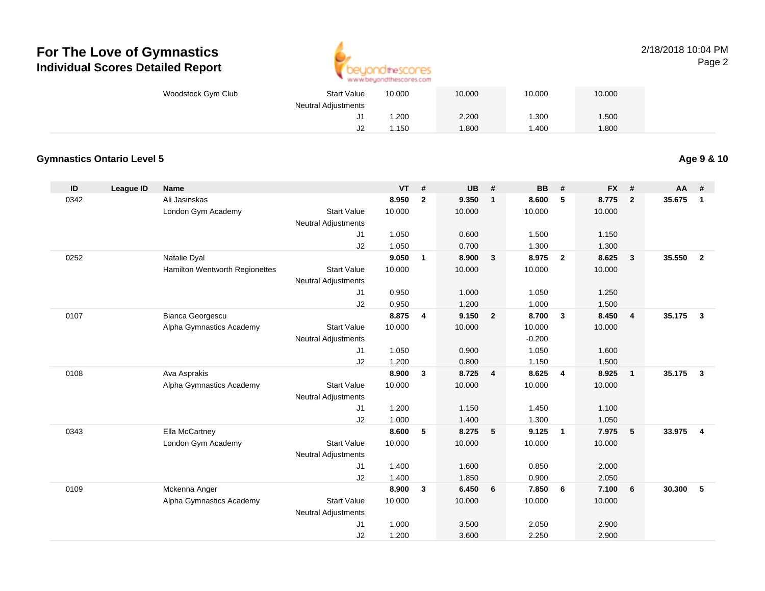| | | | | | | | | | | | | | | |
|---|---|---|---|---|---|---|---|---|---|---|---|---|---|---|
| | | Woodstock Gym Club | Start Value | 10.000 | | 10.000 | | 10.000 | | 10.000 | | | |
| | | | Neutral Adjustments | | | | | | | | | | |
| | | | J1 | 1.200 | | 2.200 | | 1.300 | | 1.500 | | | |
| | | | J2 | 1.150 | | 1.800 | | 1.400 | | 1.800 | | | |

## Gymnastics Ontario Level 5

**Age 9 & 10**

| ID | League ID | Name | | VT | # | UB | # | BB | # | FX | # | AA | # |
|---|---|---|---|---|---|---|---|---|---|---|---|---|---|
| 0342 | | Ali Jasinskas | | **8.950** | **2** | **9.350** | **1** | **8.600** | **5** | **8.775** | **2** | **35.675** | **1** |
| | | London Gym Academy | Start Value | 10.000 | | 10.000 | | 10.000 | | 10.000 | | | |
| | | | Neutral Adjustments | | | | | | | | | | |
| | | | J1 | 1.050 | | 0.600 | | 1.500 | | 1.150 | | | |
| | | | J2 | 1.050 | | 0.700 | | 1.300 | | 1.300 | | | |
| 0252 | | Natalie Dyal | | **9.050** | **1** | **8.900** | **3** | **8.975** | **2** | **8.625** | **3** | **35.550** | **2** |
| | | Hamilton Wentworth Regionettes | Start Value | 10.000 | | 10.000 | | 10.000 | | 10.000 | | | |
| | | | Neutral Adjustments | | | | | | | | | | |
| | | | J1 | 0.950 | | 1.000 | | 1.050 | | 1.250 | | | |
| | | | J2 | 0.950 | | 1.200 | | 1.000 | | 1.500 | | | |
| 0107 | | Bianca Georgescu | | **8.875** | **4** | **9.150** | **2** | **8.700** | **3** | **8.450** | **4** | **35.175** | **3** |
| | | Alpha Gymnastics Academy | Start Value | 10.000 | | 10.000 | | 10.000 | | 10.000 | | | |
| | | | Neutral Adjustments | | | | | -0.200 | | | | | |
| | | | J1 | 1.050 | | 0.900 | | 1.050 | | 1.600 | | | |
| | | | J2 | 1.200 | | 0.800 | | 1.150 | | 1.500 | | | |
| 0108 | | Ava Asprakis | | **8.900** | **3** | **8.725** | **4** | **8.625** | **4** | **8.925** | **1** | **35.175** | **3** |
| | | Alpha Gymnastics Academy | Start Value | 10.000 | | 10.000 | | 10.000 | | 10.000 | | | |
| | | | Neutral Adjustments | | | | | | | | | | |
| | | | J1 | 1.200 | | 1.150 | | 1.450 | | 1.100 | | | |
| | | | J2 | 1.000 | | 1.400 | | 1.300 | | 1.050 | | | |
| 0343 | | Ella McCartney | | **8.600** | **5** | **8.275** | **5** | **9.125** | **1** | **7.975** | **5** | **33.975** | **4** |
| | | London Gym Academy | Start Value | 10.000 | | 10.000 | | 10.000 | | 10.000 | | | |
| | | | Neutral Adjustments | | | | | | | | | | |
| | | | J1 | 1.400 | | 1.600 | | 0.850 | | 2.000 | | | |
| | | | J2 | 1.400 | | 1.850 | | 0.900 | | 2.050 | | | |
| 0109 | | Mckenna Anger | | **8.900** | **3** | **6.450** | **6** | **7.850** | **6** | **7.100** | **6** | **30.300** | **5** |
| | | Alpha Gymnastics Academy | Start Value | 10.000 | | 10.000 | | 10.000 | | 10.000 | | | |
| | | | Neutral Adjustments | | | | | | | | | | |
| | | | J1 | 1.000 | | 3.500 | | 2.050 | | 2.900 | | | |
| | | | J2 | 1.200 | | 3.600 | | 2.250 | | 2.900 | | | |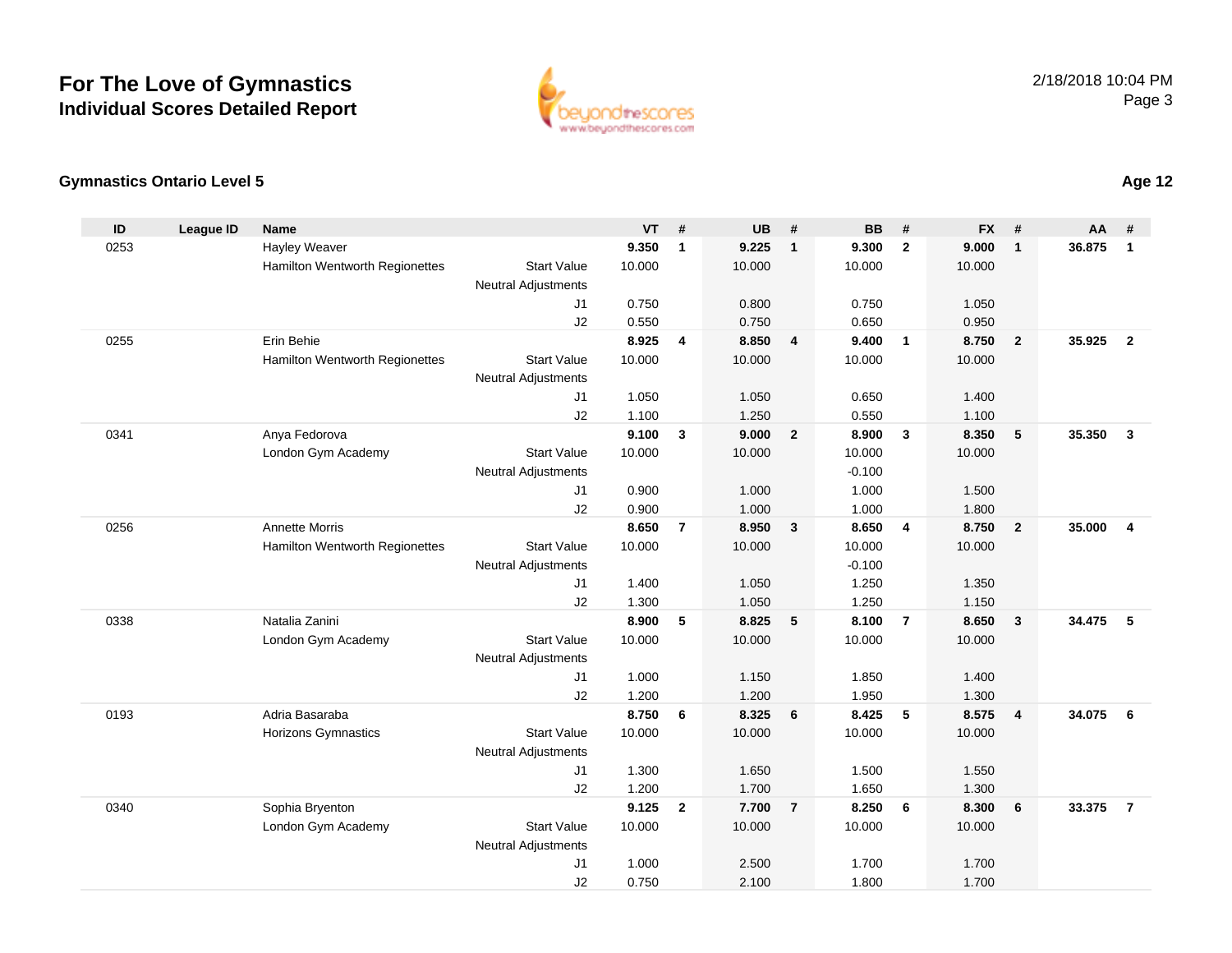# For The Love of Gymnastics
## Individual Scores Detailed Report

2/18/2018 10:04 PM

### Gymnastics Ontario Level 5

**Age 12**

| ID | League ID | Name | | VT | # | UB | # | BB | # | FX | # | AA | # |
|---|---|---|---|---|---|---|---|---|---|---|---|---|---|
| 0253 | | Hayley Weaver | | **9.350** | **1** | **9.225** | **1** | **9.300** | **2** | **9.000** | **1** | **36.875** | **1** |
| | | Hamilton Wentworth Regionettes | Start Value | 10.000 | | 10.000 | | 10.000 | | 10.000 | | | |
| | | | Neutral Adjustments | | | | | | | | | | |
| | | | J1 | 0.750 | | 0.800 | | 0.750 | | 1.050 | | | |
| | | | J2 | 0.550 | | 0.750 | | 0.650 | | 0.950 | | | |
| 0255 | | Erin Behie | | **8.925** | **4** | **8.850** | **4** | **9.400** | **1** | **8.750** | **2** | **35.925** | **2** |
| | | Hamilton Wentworth Regionettes | Start Value | 10.000 | | 10.000 | | 10.000 | | 10.000 | | | |
| | | | Neutral Adjustments | | | | | | | | | | |
| | | | J1 | 1.050 | | 1.050 | | 0.650 | | 1.400 | | | |
| | | | J2 | 1.100 | | 1.250 | | 0.550 | | 1.100 | | | |
| 0341 | | Anya Fedorova | | **9.100** | **3** | **9.000** | **2** | **8.900** | **3** | **8.350** | **5** | **35.350** | **3** |
| | | London Gym Academy | Start Value | 10.000 | | 10.000 | | 10.000 | | 10.000 | | | |
| | | | Neutral Adjustments | | | | | -0.100 | | | | | |
| | | | J1 | 0.900 | | 1.000 | | 1.000 | | 1.500 | | | |
| | | | J2 | 0.900 | | 1.000 | | 1.000 | | 1.800 | | | |
| 0256 | | Annette Morris | | **8.650** | **7** | **8.950** | **3** | **8.650** | **4** | **8.750** | **2** | **35.000** | **4** |
| | | Hamilton Wentworth Regionettes | Start Value | 10.000 | | 10.000 | | 10.000 | | 10.000 | | | |
| | | | Neutral Adjustments | | | | | -0.100 | | | | | |
| | | | J1 | 1.400 | | 1.050 | | 1.250 | | 1.350 | | | |
| | | | J2 | 1.300 | | 1.050 | | 1.250 | | 1.150 | | | |
| 0338 | | Natalia Zanini | | **8.900** | **5** | **8.825** | **5** | **8.100** | **7** | **8.650** | **3** | **34.475** | **5** |
| | | London Gym Academy | Start Value | 10.000 | | 10.000 | | 10.000 | | 10.000 | | | |
| | | | Neutral Adjustments | | | | | | | | | | |
| | | | J1 | 1.000 | | 1.150 | | 1.850 | | 1.400 | | | |
| | | | J2 | 1.200 | | 1.200 | | 1.950 | | 1.300 | | | |
| 0193 | | Adria Basaraba | | **8.750** | **6** | **8.325** | **6** | **8.425** | **5** | **8.575** | **4** | **34.075** | **6** |
| | | Horizons Gymnastics | Start Value | 10.000 | | 10.000 | | 10.000 | | 10.000 | | | |
| | | | Neutral Adjustments | | | | | | | | | | |
| | | | J1 | 1.300 | | 1.650 | | 1.500 | | 1.550 | | | |
| | | | J2 | 1.200 | | 1.700 | | 1.650 | | 1.300 | | | |
| 0340 | | Sophia Bryenton | | **9.125** | **2** | **7.700** | **7** | **8.250** | **6** | **8.300** | **6** | **33.375** | **7** |
| | | London Gym Academy | Start Value | 10.000 | | 10.000 | | 10.000 | | 10.000 | | | |
| | | | Neutral Adjustments | | | | | | | | | | |
| | | | J1 | 1.000 | | 2.500 | | 1.700 | | 1.700 | | | |
| | | | J2 | 0.750 | | 2.100 | | 1.800 | | 1.700 | | | |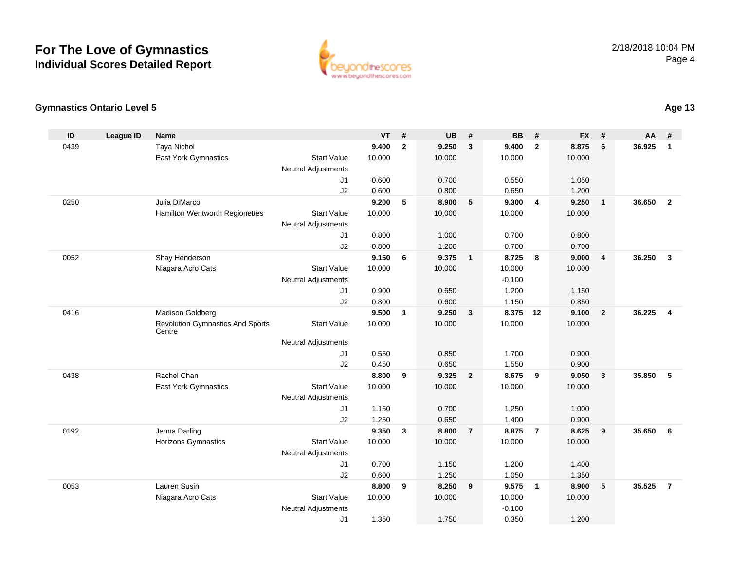# For The Love of Gymnastics
## Individual Scores Detailed Report

2/18/2018 10:04 PM

### Gymnastics Ontario Level 5

**Age 13**

| ID | League ID | Name | | | VT | # | UB | # | BB | # | FX | # | AA | # |
|---|---|---|---|---|---|---|---|---|---|---|---|---|---|---|
| 0439 | | Taya Nichol | | | **9.400** | **2** | **9.250** | **3** | **9.400** | **2** | **8.875** | **6** | **36.925** | **1** |
| | | East York Gymnastics | Start Value | | 10.000 | | 10.000 | | 10.000 | | 10.000 | | | |
| | | | Neutral Adjustments | | | | | | | | | | | |
| | | | | J1 | 0.600 | | 0.700 | | 0.550 | | 1.050 | | | |
| | | | | J2 | 0.600 | | 0.800 | | 0.650 | | 1.200 | | | |
| 0250 | | Julia DiMarco | | | **9.200** | **5** | **8.900** | **5** | **9.300** | **4** | **9.250** | **1** | **36.650** | **2** |
| | | Hamilton Wentworth Regionettes | Start Value | | 10.000 | | 10.000 | | 10.000 | | 10.000 | | | |
| | | | Neutral Adjustments | | | | | | | | | | | |
| | | | | J1 | 0.800 | | 1.000 | | 0.700 | | 0.800 | | | |
| | | | | J2 | 0.800 | | 1.200 | | 0.700 | | 0.700 | | | |
| 0052 | | Shay Henderson | | | **9.150** | **6** | **9.375** | **1** | **8.725** | **8** | **9.000** | **4** | **36.250** | **3** |
| | | Niagara Acro Cats | Start Value | | 10.000 | | 10.000 | | 10.000 | | 10.000 | | | |
| | | | Neutral Adjustments | | | | | | -0.100 | | | | | |
| | | | | J1 | 0.900 | | 0.650 | | 1.200 | | 1.150 | | | |
| | | | | J2 | 0.800 | | 0.600 | | 1.150 | | 0.850 | | | |
| 0416 | | Madison Goldberg | | | **9.500** | **1** | **9.250** | **3** | **8.375** | **12** | **9.100** | **2** | **36.225** | **4** |
| | | Revolution Gymnastics And Sports Centre | Start Value | | 10.000 | | 10.000 | | 10.000 | | 10.000 | | | |
| | | | Neutral Adjustments | | | | | | | | | | | |
| | | | | J1 | 0.550 | | 0.850 | | 1.700 | | 0.900 | | | |
| | | | | J2 | 0.450 | | 0.650 | | 1.550 | | 0.900 | | | |
| 0438 | | Rachel Chan | | | **8.800** | **9** | **9.325** | **2** | **8.675** | **9** | **9.050** | **3** | **35.850** | **5** |
| | | East York Gymnastics | Start Value | | 10.000 | | 10.000 | | 10.000 | | 10.000 | | | |
| | | | Neutral Adjustments | | | | | | | | | | | |
| | | | | J1 | 1.150 | | 0.700 | | 1.250 | | 1.000 | | | |
| | | | | J2 | 1.250 | | 0.650 | | 1.400 | | 0.900 | | | |
| 0192 | | Jenna Darling | | | **9.350** | **3** | **8.800** | **7** | **8.875** | **7** | **8.625** | **9** | **35.650** | **6** |
| | | Horizons Gymnastics | Start Value | | 10.000 | | 10.000 | | 10.000 | | 10.000 | | | |
| | | | Neutral Adjustments | | | | | | | | | | | |
| | | | | J1 | 0.700 | | 1.150 | | 1.200 | | 1.400 | | | |
| | | | | J2 | 0.600 | | 1.250 | | 1.050 | | 1.350 | | | |
| 0053 | | Lauren Susin | | | **8.800** | **9** | **8.250** | **9** | **9.575** | **1** | **8.900** | **5** | **35.525** | **7** |
| | | Niagara Acro Cats | Start Value | | 10.000 | | 10.000 | | 10.000 | | 10.000 | | | |
| | | | Neutral Adjustments | | | | | | -0.100 | | | | | |
| | | | | J1 | 1.350 | | 1.750 | | 0.350 | | 1.200 | | | |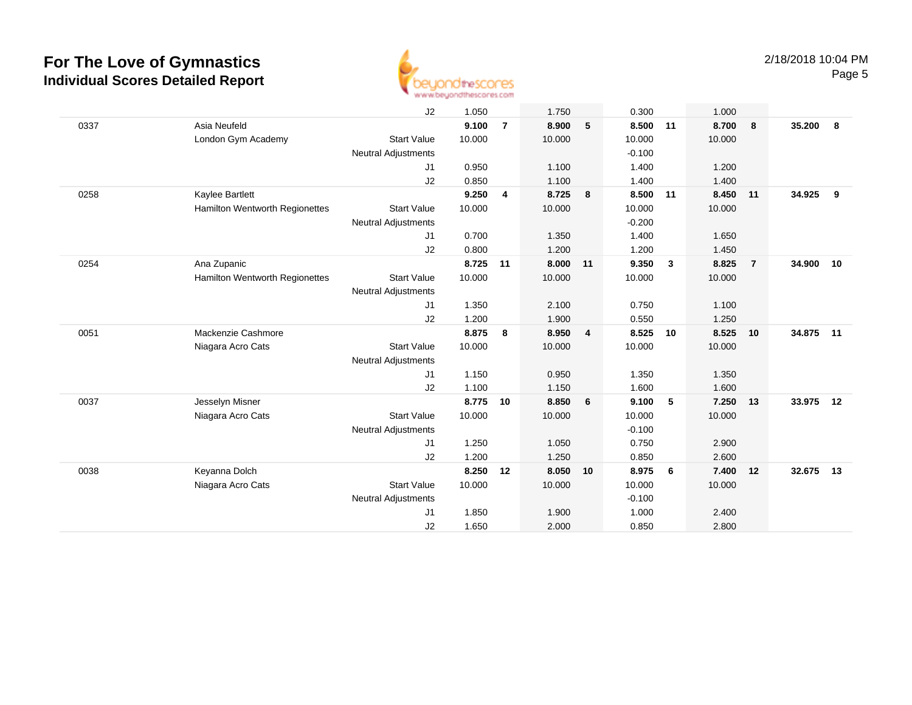# For The Love of Gymnastics

## Individual Scores Detailed Report

| | | | | | | | | | | | | |
|---|---|---|---|---|---|---|---|---|---|---|---|---|
| | | J2 | 1.050 | | 1.750 | | 0.300 | | 1.000 | | | |
| 0337 | Asia Neufeld | | **9.100** | **7** | **8.900** | **5** | **8.500** | **11** | **8.700** | **8** | **35.200** | **8** |
| | London Gym Academy | Start Value | 10.000 | | 10.000 | | 10.000 | | 10.000 | | | |
| | | Neutral Adjustments | | | | | -0.100 | | | | | |
| | | J1 | 0.950 | | 1.100 | | 1.400 | | 1.200 | | | |
| | | J2 | 0.850 | | 1.100 | | 1.400 | | 1.400 | | | |
| 0258 | Kaylee Bartlett | | **9.250** | **4** | **8.725** | **8** | **8.500** | **11** | **8.450** | **11** | **34.925** | **9** |
| | Hamilton Wentworth Regionettes | Start Value | 10.000 | | 10.000 | | 10.000 | | 10.000 | | | |
| | | Neutral Adjustments | | | | | -0.200 | | | | | |
| | | J1 | 0.700 | | 1.350 | | 1.400 | | 1.650 | | | |
| | | J2 | 0.800 | | 1.200 | | 1.200 | | 1.450 | | | |
| 0254 | Ana Zupanic | | **8.725** | **11** | **8.000** | **11** | **9.350** | **3** | **8.825** | **7** | **34.900** | **10** |
| | Hamilton Wentworth Regionettes | Start Value | 10.000 | | 10.000 | | 10.000 | | 10.000 | | | |
| | | Neutral Adjustments | | | | | | | | | | |
| | | J1 | 1.350 | | 2.100 | | 0.750 | | 1.100 | | | |
| | | J2 | 1.200 | | 1.900 | | 0.550 | | 1.250 | | | |
| 0051 | Mackenzie Cashmore | | **8.875** | **8** | **8.950** | **4** | **8.525** | **10** | **8.525** | **10** | **34.875** | **11** |
| | Niagara Acro Cats | Start Value | 10.000 | | 10.000 | | 10.000 | | 10.000 | | | |
| | | Neutral Adjustments | | | | | | | | | | |
| | | J1 | 1.150 | | 0.950 | | 1.350 | | 1.350 | | | |
| | | J2 | 1.100 | | 1.150 | | 1.600 | | 1.600 | | | |
| 0037 | Jesselyn Misner | | **8.775** | **10** | **8.850** | **6** | **9.100** | **5** | **7.250** | **13** | **33.975** | **12** |
| | Niagara Acro Cats | Start Value | 10.000 | | 10.000 | | 10.000 | | 10.000 | | | |
| | | Neutral Adjustments | | | | | -0.100 | | | | | |
| | | J1 | 1.250 | | 1.050 | | 0.750 | | 2.900 | | | |
| | | J2 | 1.200 | | 1.250 | | 0.850 | | 2.600 | | | |
| 0038 | Keyanna Dolch | | **8.250** | **12** | **8.050** | **10** | **8.975** | **6** | **7.400** | **12** | **32.675** | **13** |
| | Niagara Acro Cats | Start Value | 10.000 | | 10.000 | | 10.000 | | 10.000 | | | |
| | | Neutral Adjustments | | | | | -0.100 | | | | | |
| | | J1 | 1.850 | | 1.900 | | 1.000 | | 2.400 | | | |
| | | J2 | 1.650 | | 2.000 | | 0.850 | | 2.800 | | | |